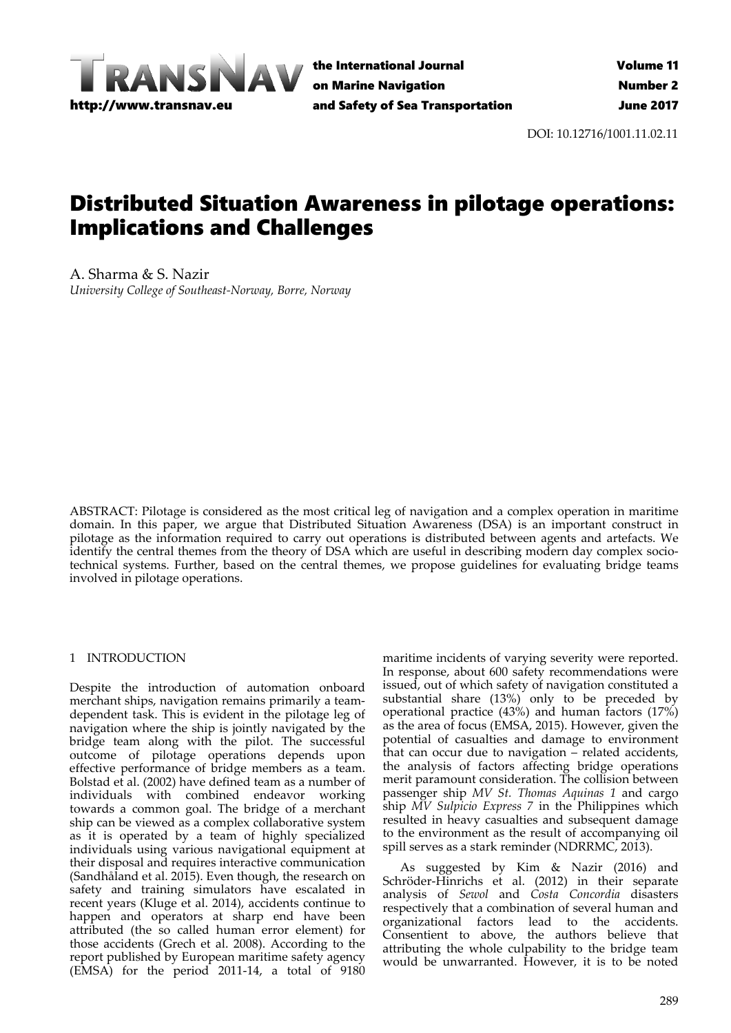# Distributed Situation Awareness in pilotage operations: Implications and Challenges

A. Sharma & S. Nazir
*University College of Southeast-Norway, Borre, Norway*

DOI: 10.12716/1001.11.02.11

ABSTRACT: Pilotage is considered as the most critical leg of navigation and a complex operation in maritime domain. In this paper, we argue that Distributed Situation Awareness (DSA) is an important construct in pilotage as the information required to carry out operations is distributed between agents and artefacts. We identify the central themes from the theory of DSA which are useful in describing modern day complex socio-technical systems. Further, based on the central themes, we propose guidelines for evaluating bridge teams involved in pilotage operations.

## 1 INTRODUCTION

Despite the introduction of automation onboard merchant ships, navigation remains primarily a team-dependent task. This is evident in the pilotage leg of navigation where the ship is jointly navigated by the bridge team along with the pilot. The successful outcome of pilotage operations depends upon effective performance of bridge members as a team. Bolstad et al. (2002) have defined team as a number of individuals with combined endeavor working towards a common goal. The bridge of a merchant ship can be viewed as a complex collaborative system as it is operated by a team of highly specialized individuals using various navigational equipment at their disposal and requires interactive communication (Sandhåland et al. 2015). Even though, the research on safety and training simulators have escalated in recent years (Kluge et al. 2014), accidents continue to happen and operators at sharp end have been attributed (the so called human error element) for those accidents (Grech et al. 2008). According to the report published by European maritime safety agency (EMSA) for the period 2011-14, a total of 9180 maritime incidents of varying severity were reported. In response, about 600 safety recommendations were issued, out of which safety of navigation constituted a substantial share (13%) only to be preceded by operational practice (43%) and human factors (17%) as the area of focus (EMSA, 2015). However, given the potential of casualties and damage to environment that can occur due to navigation – related accidents, the analysis of factors affecting bridge operations merit paramount consideration. The collision between passenger ship *MV St. Thomas Aquinas 1* and cargo ship *MV Sulpicio Express 7* in the Philippines which resulted in heavy casualties and subsequent damage to the environment as the result of accompanying oil spill serves as a stark reminder (NDRRMC, 2013).

As suggested by Kim & Nazir (2016) and Schröder-Hinrichs et al. (2012) in their separate analysis of *Sewol* and *Costa Concordia* disasters respectively that a combination of several human and organizational factors lead to the accidents. Consentient to above, the authors believe that attributing the whole culpability to the bridge team would be unwarranted. However, it is to be noted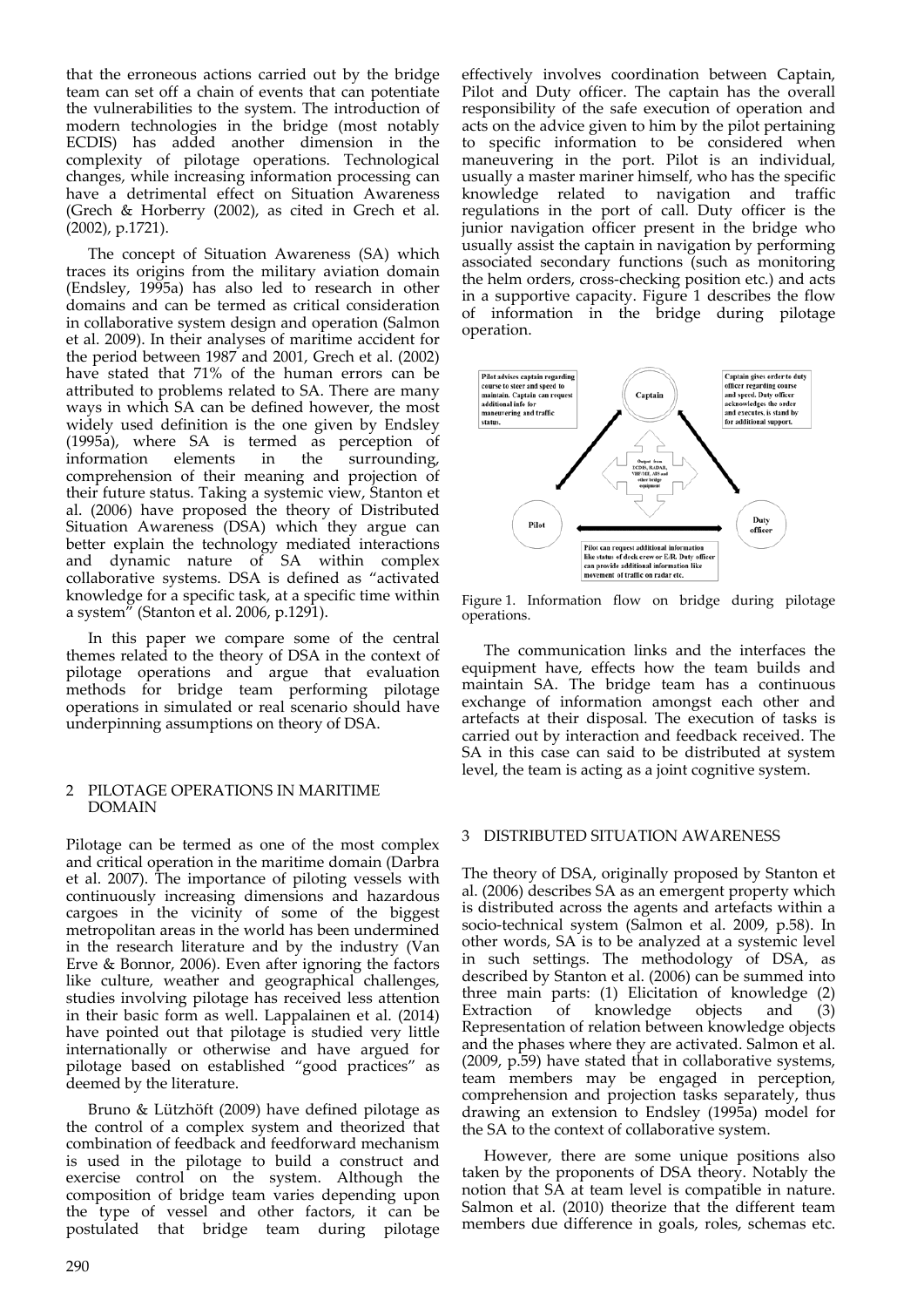that the erroneous actions carried out by the bridge team can set off a chain of events that can potentiate the vulnerabilities to the system. The introduction of modern technologies in the bridge (most notably ECDIS) has added another dimension in the complexity of pilotage operations. Technological changes, while increasing information processing can have a detrimental effect on Situation Awareness (Grech & Horberry (2002), as cited in Grech et al. (2002), p.1721).

The concept of Situation Awareness (SA) which traces its origins from the military aviation domain (Endsley, 1995a) has also led to research in other domains and can be termed as critical consideration in collaborative system design and operation (Salmon et al. 2009). In their analyses of maritime accident for the period between 1987 and 2001, Grech et al. (2002) have stated that 71% of the human errors can be attributed to problems related to SA. There are many ways in which SA can be defined however, the most widely used definition is the one given by Endsley (1995a), where SA is termed as perception of information elements in the surrounding, comprehension of their meaning and projection of their future status. Taking a systemic view, Stanton et al. (2006) have proposed the theory of Distributed Situation Awareness (DSA) which they argue can better explain the technology mediated interactions and dynamic nature of SA within complex collaborative systems. DSA is defined as "activated knowledge for a specific task, at a specific time within a system" (Stanton et al. 2006, p.1291).

In this paper we compare some of the central themes related to the theory of DSA in the context of pilotage operations and argue that evaluation methods for bridge team performing pilotage operations in simulated or real scenario should have underpinning assumptions on theory of DSA.

## 2 PILOTAGE OPERATIONS IN MARITIME DOMAIN

Pilotage can be termed as one of the most complex and critical operation in the maritime domain (Darbra et al. 2007). The importance of piloting vessels with continuously increasing dimensions and hazardous cargoes in the vicinity of some of the biggest metropolitan areas in the world has been undermined in the research literature and by the industry (Van Erve & Bonnor, 2006). Even after ignoring the factors like culture, weather and geographical challenges, studies involving pilotage has received less attention in their basic form as well. Lappalainen et al. (2014) have pointed out that pilotage is studied very little internationally or otherwise and have argued for pilotage based on established "good practices" as deemed by the literature.

Bruno & Lützhöft (2009) have defined pilotage as the control of a complex system and theorized that combination of feedback and feedforward mechanism is used in the pilotage to build a construct and exercise control on the system. Although the composition of bridge team varies depending upon the type of vessel and other factors, it can be postulated that bridge team during pilotage effectively involves coordination between Captain, Pilot and Duty officer. The captain has the overall responsibility of the safe execution of operation and acts on the advice given to him by the pilot pertaining to specific information to be considered when maneuvering in the port. Pilot is an individual, usually a master mariner himself, who has the specific knowledge related to navigation and traffic regulations in the port of call. Duty officer is the junior navigation officer present in the bridge who usually assist the captain in navigation by performing associated secondary functions (such as monitoring the helm orders, cross-checking position etc.) and acts in a supportive capacity. Figure 1 describes the flow of information in the bridge during pilotage operation.

Figure 1. Information flow on bridge during pilotage operations.

The communication links and the interfaces the equipment have, effects how the team builds and maintain SA. The bridge team has a continuous exchange of information amongst each other and artefacts at their disposal. The execution of tasks is carried out by interaction and feedback received. The SA in this case can said to be distributed at system level, the team is acting as a joint cognitive system.

## 3 DISTRIBUTED SITUATION AWARENESS

The theory of DSA, originally proposed by Stanton et al. (2006) describes SA as an emergent property which is distributed across the agents and artefacts within a socio-technical system (Salmon et al. 2009, p.58). In other words, SA is to be analyzed at a systemic level in such settings. The methodology of DSA, as described by Stanton et al. (2006) can be summed into three main parts: (1) Elicitation of knowledge (2) Extraction of knowledge objects and (3) Representation of relation between knowledge objects and the phases where they are activated. Salmon et al. (2009, p.59) have stated that in collaborative systems, team members may be engaged in perception, comprehension and projection tasks separately, thus drawing an extension to Endsley (1995a) model for the SA to the context of collaborative system.

However, there are some unique positions also taken by the proponents of DSA theory. Notably the notion that SA at team level is compatible in nature. Salmon et al. (2010) theorize that the different team members due difference in goals, roles, schemas etc.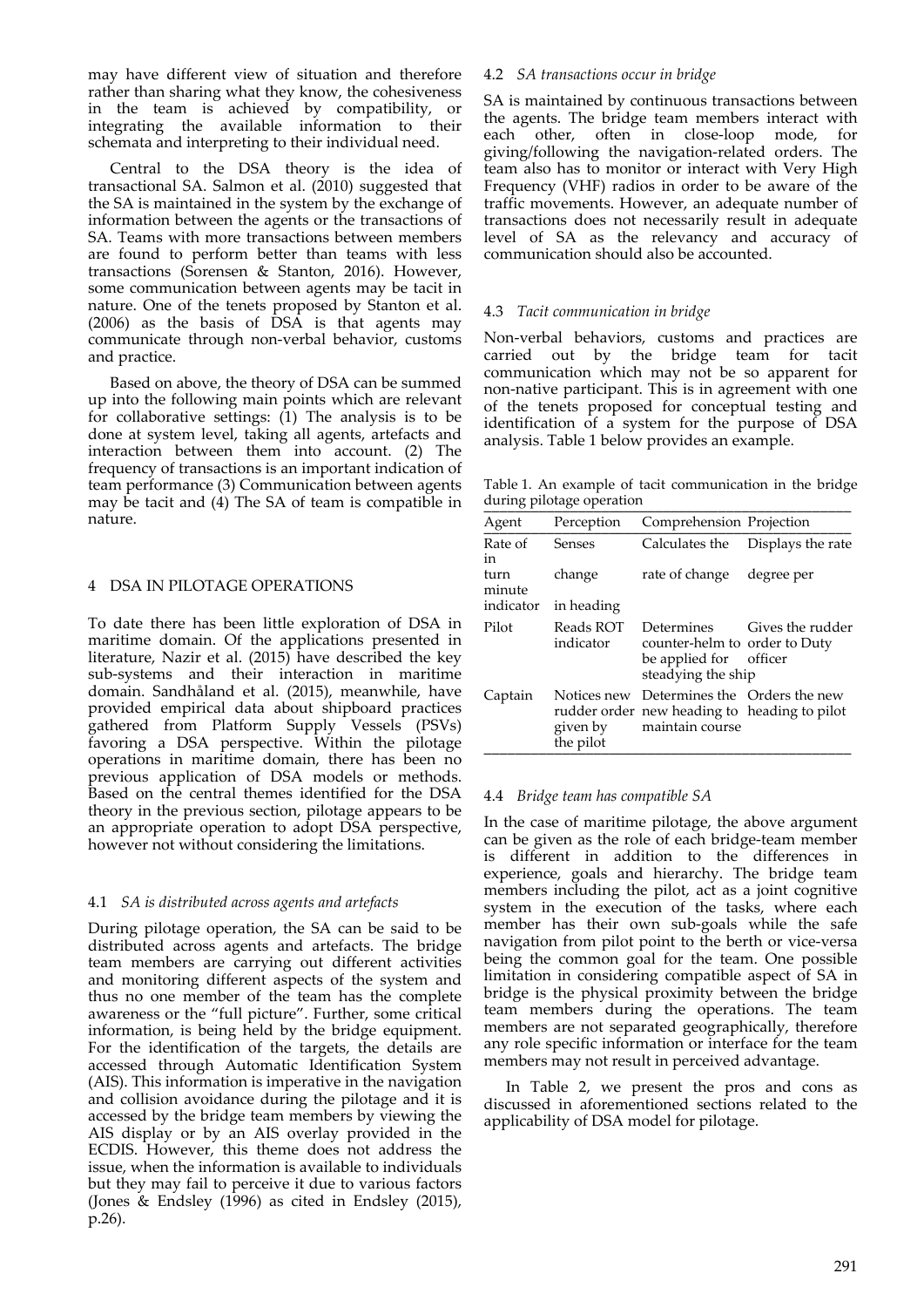may have different view of situation and therefore rather than sharing what they know, the cohesiveness in the team is achieved by compatibility, or integrating the available information to their schemata and interpreting to their individual need.

Central to the DSA theory is the idea of transactional SA. Salmon et al. (2010) suggested that the SA is maintained in the system by the exchange of information between the agents or the transactions of SA. Teams with more transactions between members are found to perform better than teams with less transactions (Sorensen & Stanton, 2016). However, some communication between agents may be tacit in nature. One of the tenets proposed by Stanton et al. (2006) as the basis of DSA is that agents may communicate through non-verbal behavior, customs and practice.

Based on above, the theory of DSA can be summed up into the following main points which are relevant for collaborative settings: (1) The analysis is to be done at system level, taking all agents, artefacts and interaction between them into account. (2) The frequency of transactions is an important indication of team performance (3) Communication between agents may be tacit and (4) The SA of team is compatible in nature.

## 4 DSA IN PILOTAGE OPERATIONS

To date there has been little exploration of DSA in maritime domain. Of the applications presented in literature, Nazir et al. (2015) have described the key sub-systems and their interaction in maritime domain. Sandhåland et al. (2015), meanwhile, have provided empirical data about shipboard practices gathered from Platform Supply Vessels (PSVs) favoring a DSA perspective. Within the pilotage operations in maritime domain, there has been no previous application of DSA models or methods. Based on the central themes identified for the DSA theory in the previous section, pilotage appears to be an appropriate operation to adopt DSA perspective, however not without considering the limitations.

### 4.1 *SA is distributed across agents and artefacts*

During pilotage operation, the SA can be said to be distributed across agents and artefacts. The bridge team members are carrying out different activities and monitoring different aspects of the system and thus no one member of the team has the complete awareness or the "full picture". Further, some critical information, is being held by the bridge equipment. For the identification of the targets, the details are accessed through Automatic Identification System (AIS). This information is imperative in the navigation and collision avoidance during the pilotage and it is accessed by the bridge team members by viewing the AIS display or by an AIS overlay provided in the ECDIS. However, this theme does not address the issue, when the information is available to individuals but they may fail to perceive it due to various factors (Jones & Endsley (1996) as cited in Endsley (2015), p.26).

### 4.2 *SA transactions occur in bridge*

SA is maintained by continuous transactions between the agents. The bridge team members interact with each other, often in close-loop mode, for giving/following the navigation-related orders. The team also has to monitor or interact with Very High Frequency (VHF) radios in order to be aware of the traffic movements. However, an adequate number of transactions does not necessarily result in adequate level of SA as the relevancy and accuracy of communication should also be accounted.

### 4.3 *Tacit communication in bridge*

Non-verbal behaviors, customs and practices are carried out by the bridge team for tacit communication which may not be so apparent for non-native participant. This is in agreement with one of the tenets proposed for conceptual testing and identification of a system for the purpose of DSA analysis. Table 1 below provides an example.

Table 1. An example of tacit communication in the bridge during pilotage operation

| Agent | Perception | Comprehension | Projection |
|---|---|---|---|
| Rate of turn indicator | Senses change in heading | Calculates the rate of change | Displays the rate degree per minute |
| Pilot | Reads ROT indicator | Determines counter-helm to be applied for steadying the ship | Gives the rudder order to Duty officer |
| Captain | Notices new rudder order given by the pilot | Determines the new heading to maintain course | Orders the new heading to pilot |

### 4.4 *Bridge team has compatible SA*

In the case of maritime pilotage, the above argument can be given as the role of each bridge-team member is different in addition to the differences in experience, goals and hierarchy. The bridge team members including the pilot, act as a joint cognitive system in the execution of the tasks, where each member has their own sub-goals while the safe navigation from pilot point to the berth or vice-versa being the common goal for the team. One possible limitation in considering compatible aspect of SA in bridge is the physical proximity between the bridge team members during the operations. The team members are not separated geographically, therefore any role specific information or interface for the team members may not result in perceived advantage.

In Table 2, we present the pros and cons as discussed in aforementioned sections related to the applicability of DSA model for pilotage.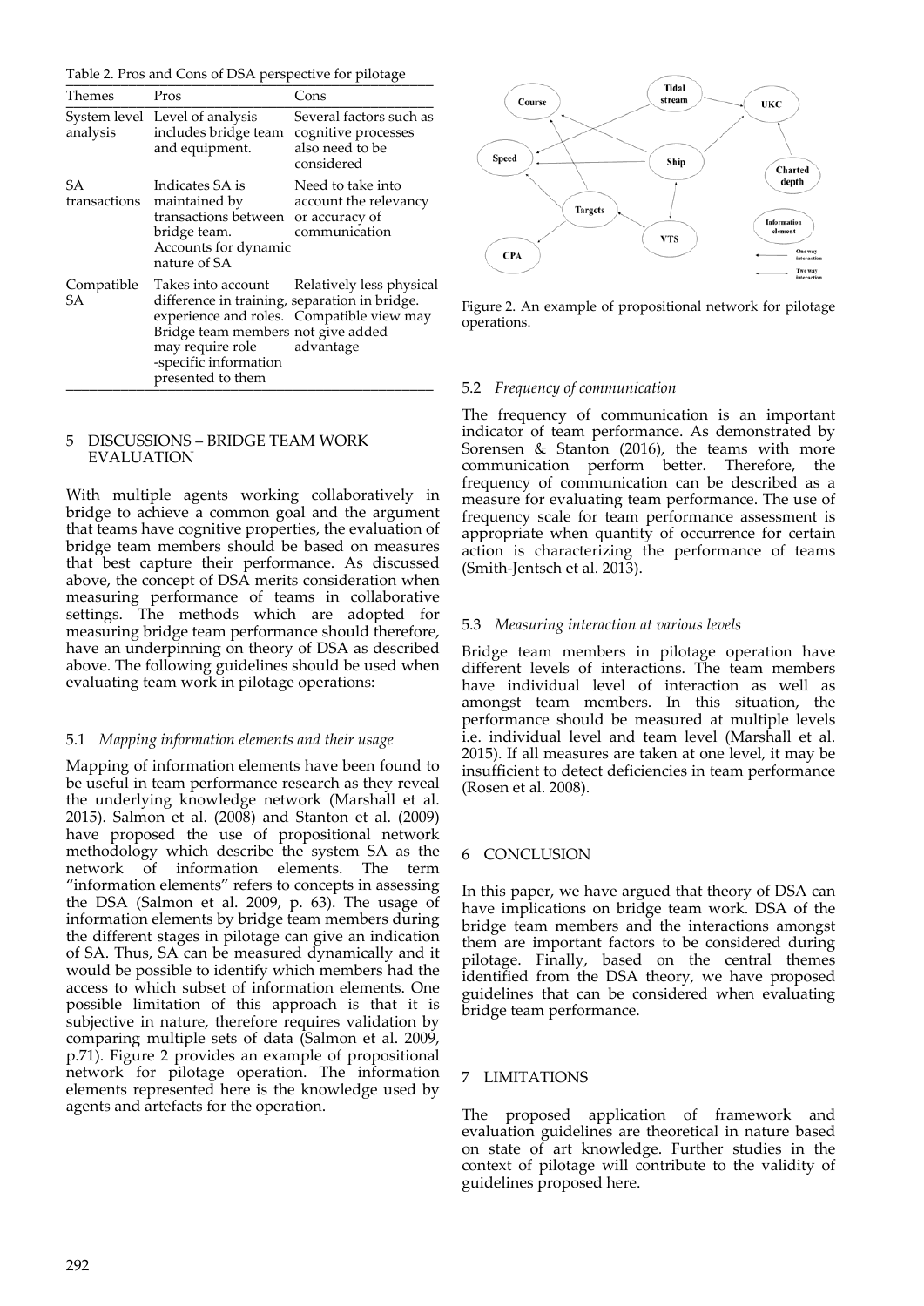Table 2. Pros and Cons of DSA perspective for pilotage

| Themes | Pros | Cons |
|---|---|---|
| System level analysis | Level of analysis includes bridge team and equipment. | Several factors such as cognitive processes also need to be considered |
| SA transactions | Indicates SA is maintained by transactions between bridge team. Accounts for dynamic nature of SA | Need to take into account the relevancy or accuracy of communication |
| Compatible SA | Takes into account difference in training, experience and roles. Bridge team members may require role -specific information presented to them | Relatively less physical separation in bridge. Compatible view may not give added advantage |

## 5 DISCUSSIONS – BRIDGE TEAM WORK EVALUATION

With multiple agents working collaboratively in bridge to achieve a common goal and the argument that teams have cognitive properties, the evaluation of bridge team members should be based on measures that best capture their performance. As discussed above, the concept of DSA merits consideration when measuring performance of teams in collaborative settings. The methods which are adopted for measuring bridge team performance should therefore, have an underpinning on theory of DSA as described above. The following guidelines should be used when evaluating team work in pilotage operations:

### 5.1 *Mapping information elements and their usage*

Mapping of information elements have been found to be useful in team performance research as they reveal the underlying knowledge network (Marshall et al. 2015). Salmon et al. (2008) and Stanton et al. (2009) have proposed the use of propositional network methodology which describe the system SA as the network of information elements. The term "information elements" refers to concepts in assessing the DSA (Salmon et al. 2009, p. 63). The usage of information elements by bridge team members during the different stages in pilotage can give an indication of SA. Thus, SA can be measured dynamically and it would be possible to identify which members had the access to which subset of information elements. One possible limitation of this approach is that it is subjective in nature, therefore requires validation by comparing multiple sets of data (Salmon et al. 2009, p.71). Figure 2 provides an example of propositional network for pilotage operation. The information elements represented here is the knowledge used by agents and artefacts for the operation.

Figure 2. An example of propositional network for pilotage operations.

### 5.2 *Frequency of communication*

The frequency of communication is an important indicator of team performance. As demonstrated by Sorensen & Stanton (2016), the teams with more communication perform better. Therefore, the frequency of communication can be described as a measure for evaluating team performance. The use of frequency scale for team performance assessment is appropriate when quantity of occurrence for certain action is characterizing the performance of teams (Smith-Jentsch et al. 2013).

### 5.3 *Measuring interaction at various levels*

Bridge team members in pilotage operation have different levels of interactions. The team members have individual level of interaction as well as amongst team members. In this situation, the performance should be measured at multiple levels i.e. individual level and team level (Marshall et al. 2015). If all measures are taken at one level, it may be insufficient to detect deficiencies in team performance (Rosen et al. 2008).

## 6 CONCLUSION

In this paper, we have argued that theory of DSA can have implications on bridge team work. DSA of the bridge team members and the interactions amongst them are important factors to be considered during pilotage. Finally, based on the central themes identified from the DSA theory, we have proposed guidelines that can be considered when evaluating bridge team performance.

## 7 LIMITATIONS

The proposed application of framework and evaluation guidelines are theoretical in nature based on state of art knowledge. Further studies in the context of pilotage will contribute to the validity of guidelines proposed here.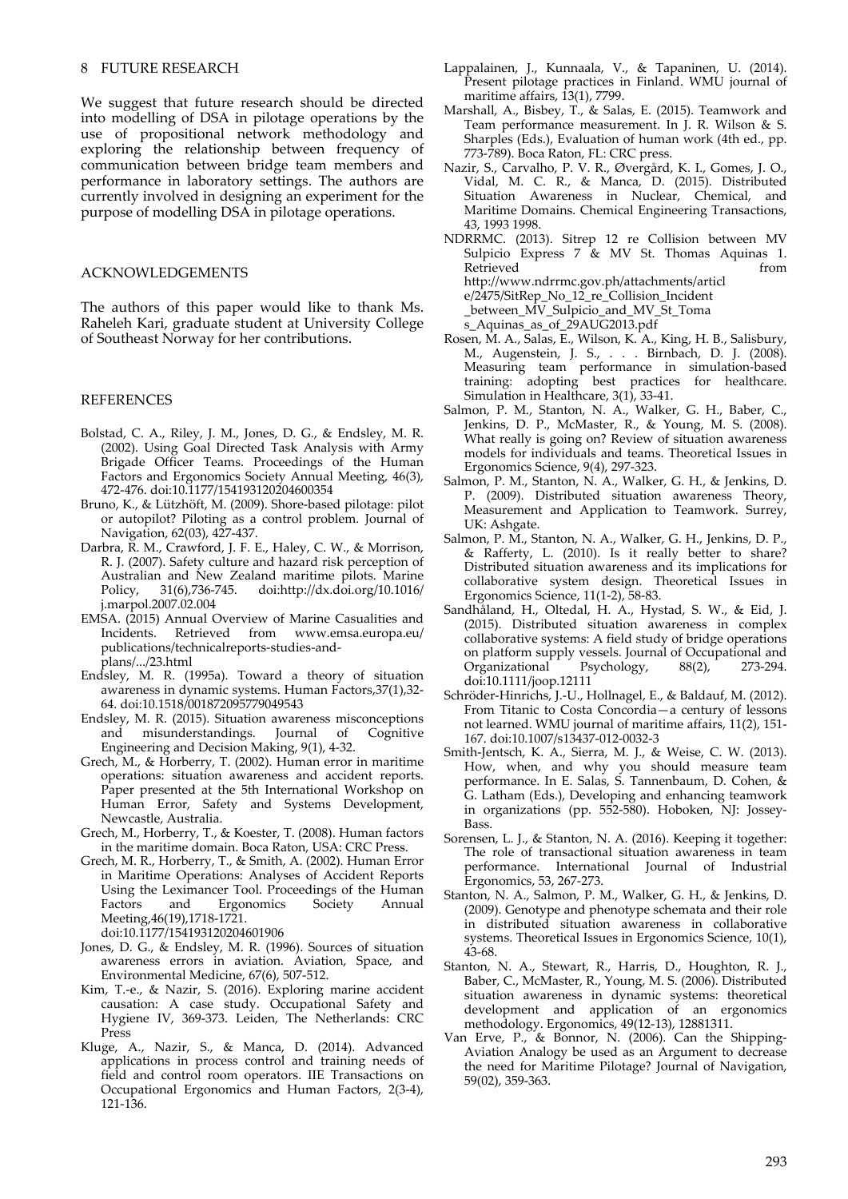## 8 FUTURE RESEARCH

We suggest that future research should be directed into modelling of DSA in pilotage operations by the use of propositional network methodology and exploring the relationship between frequency of communication between bridge team members and performance in laboratory settings. The authors are currently involved in designing an experiment for the purpose of modelling DSA in pilotage operations.

## ACKNOWLEDGEMENTS

The authors of this paper would like to thank Ms. Raheleh Kari, graduate student at University College of Southeast Norway for her contributions.

## REFERENCES

Bolstad, C. A., Riley, J. M., Jones, D. G., & Endsley, M. R. (2002). Using Goal Directed Task Analysis with Army Brigade Officer Teams. Proceedings of the Human Factors and Ergonomics Society Annual Meeting, 46(3), 472-476. doi:10.1177/154193120204600354

Bruno, K., & Lützhöft, M. (2009). Shore-based pilotage: pilot or autopilot? Piloting as a control problem. Journal of Navigation, 62(03), 427-437.

Darbra, R. M., Crawford, J. F. E., Haley, C. W., & Morrison, R. J. (2007). Safety culture and hazard risk perception of Australian and New Zealand maritime pilots. Marine Policy, 31(6),736-745. doi:http://dx.doi.org/10.1016/j.marpol.2007.02.004

EMSA. (2015) Annual Overview of Marine Casualities and Incidents. Retrieved from www.emsa.europa.eu/publications/technicalreports-studies-and-plans/.../23.html

Endsley, M. R. (1995a). Toward a theory of situation awareness in dynamic systems. Human Factors,37(1),32-64. doi:10.1518/001872095779049543

Endsley, M. R. (2015). Situation awareness misconceptions and misunderstandings. Journal of Cognitive Engineering and Decision Making, 9(1), 4-32.

Grech, M., & Horberry, T. (2002). Human error in maritime operations: situation awareness and accident reports. Paper presented at the 5th International Workshop on Human Error, Safety and Systems Development, Newcastle, Australia.

Grech, M., Horberry, T., & Koester, T. (2008). Human factors in the maritime domain. Boca Raton, USA: CRC Press.

Grech, M. R., Horberry, T., & Smith, A. (2002). Human Error in Maritime Operations: Analyses of Accident Reports Using the Leximancer Tool. Proceedings of the Human Factors and Ergonomics Society Annual Meeting,46(19),1718-1721. doi:10.1177/154193120204601906

Jones, D. G., & Endsley, M. R. (1996). Sources of situation awareness errors in aviation. Aviation, Space, and Environmental Medicine, 67(6), 507-512.

Kim, T.-e., & Nazir, S. (2016). Exploring marine accident causation: A case study. Occupational Safety and Hygiene IV, 369-373. Leiden, The Netherlands: CRC Press

Kluge, A., Nazir, S., & Manca, D. (2014). Advanced applications in process control and training needs of field and control room operators. IIE Transactions on Occupational Ergonomics and Human Factors, 2(3-4), 121-136.

Lappalainen, J., Kunnaala, V., & Tapaninen, U. (2014). Present pilotage practices in Finland. WMU journal of maritime affairs, 13(1), 7799.

Marshall, A., Bisbey, T., & Salas, E. (2015). Teamwork and Team performance measurement. In J. R. Wilson & S. Sharples (Eds.), Evaluation of human work (4th ed., pp. 773-789). Boca Raton, FL: CRC press.

Nazir, S., Carvalho, P. V. R., Øvergård, K. I., Gomes, J. O., Vidal, M. C. R., & Manca, D. (2015). Distributed Situation Awareness in Nuclear, Chemical, and Maritime Domains. Chemical Engineering Transactions, 43, 1993 1998.

NDRRMC. (2013). Sitrep 12 re Collision between MV Sulpicio Express 7 & MV St. Thomas Aquinas 1. Retrieved from http://www.ndrrmc.gov.ph/attachments/article/2475/SitRep_No_12_re_Collision_Incident_between_MV_Sulpicio_and_MV_St_Thomas_Aquinas_as_of_29AUG2013.pdf

Rosen, M. A., Salas, E., Wilson, K. A., King, H. B., Salisbury, M., Augenstein, J. S., . . . Birnbach, D. J. (2008). Measuring team performance in simulation-based training: adopting best practices for healthcare. Simulation in Healthcare, 3(1), 33-41.

Salmon, P. M., Stanton, N. A., Walker, G. H., Baber, C., Jenkins, D. P., McMaster, R., & Young, M. S. (2008). What really is going on? Review of situation awareness models for individuals and teams. Theoretical Issues in Ergonomics Science, 9(4), 297-323.

Salmon, P. M., Stanton, N. A., Walker, G. H., & Jenkins, D. P. (2009). Distributed situation awareness Theory, Measurement and Application to Teamwork. Surrey, UK: Ashgate.

Salmon, P. M., Stanton, N. A., Walker, G. H., Jenkins, D. P., & Rafferty, L. (2010). Is it really better to share? Distributed situation awareness and its implications for collaborative system design. Theoretical Issues in Ergonomics Science, 11(1-2), 58-83.

Sandhåland, H., Oltedal, H. A., Hystad, S. W., & Eid, J. (2015). Distributed situation awareness in complex collaborative systems: A field study of bridge operations on platform supply vessels. Journal of Occupational and Organizational Psychology, 88(2), 273-294. doi:10.1111/joop.12111

Schröder-Hinrichs, J.-U., Hollnagel, E., & Baldauf, M. (2012). From Titanic to Costa Concordia—a century of lessons not learned. WMU journal of maritime affairs, 11(2), 151-167. doi:10.1007/s13437-012-0032-3

Smith-Jentsch, K. A., Sierra, M. J., & Weise, C. W. (2013). How, when, and why you should measure team performance. In E. Salas, S. Tannenbaum, D. Cohen, & G. Latham (Eds.), Developing and enhancing teamwork in organizations (pp. 552-580). Hoboken, NJ: Jossey-Bass.

Sorensen, L. J., & Stanton, N. A. (2016). Keeping it together: The role of transactional situation awareness in team performance. International Journal of Industrial Ergonomics, 53, 267-273.

Stanton, N. A., Salmon, P. M., Walker, G. H., & Jenkins, D. (2009). Genotype and phenotype schemata and their role in distributed situation awareness in collaborative systems. Theoretical Issues in Ergonomics Science, 10(1), 43-68.

Stanton, N. A., Stewart, R., Harris, D., Houghton, R. J., Baber, C., McMaster, R., Young, M. S. (2006). Distributed situation awareness in dynamic systems: theoretical development and application of an ergonomics methodology. Ergonomics, 49(12-13), 12881311.

Van Erve, P., & Bonnor, N. (2006). Can the Shipping-Aviation Analogy be used as an Argument to decrease the need for Maritime Pilotage? Journal of Navigation, 59(02), 359-363.